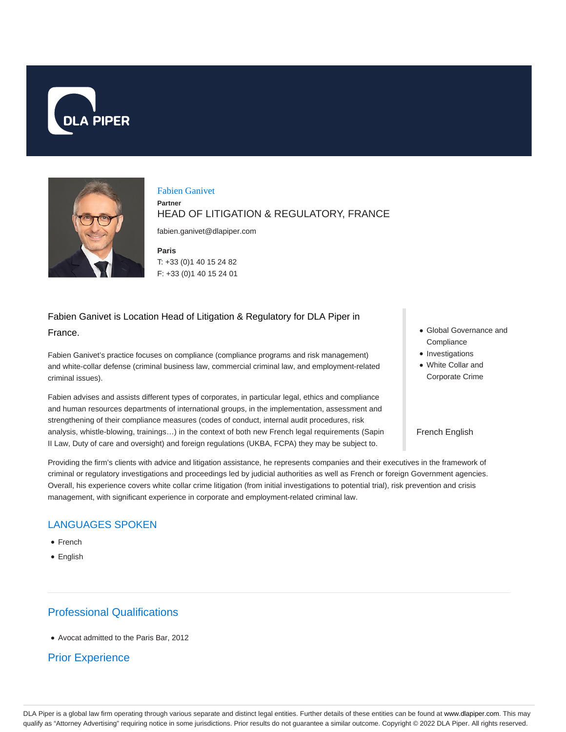DLA PIPER

Fabien Ganivet

**Partner**

HEAD OF LITIGATION & REGULATORY, FRANCE

fabien.ganivet@dlapiper.com

**Paris**

T: +33 (0)1 40 15 24 82

F: +33 (0)1 40 15 24 01

Fabien Ganivet is Location Head of Litigation & Regulatory for DLA Piper in France.

Fabien Ganivet's practice focuses on compliance (compliance programs and risk management) and white-collar defense (criminal business law, commercial criminal law, and employment-related criminal issues).

Fabien advises and assists different types of corporates, in particular legal, ethics and compliance and human resources departments of international groups, in the implementation, assessment and strengthening of their compliance measures (codes of conduct, internal audit procedures, risk analysis, whistle-blowing, trainings…) in the context of both new French legal requirements (Sapin II Law, Duty of care and oversight) and foreign regulations (UKBA, FCPA) they may be subject to.

- Global Governance and Compliance
- Investigations
- White Collar and Corporate Crime

French English

Providing the firm's clients with advice and litigation assistance, he represents companies and their executives in the framework of criminal or regulatory investigations and proceedings led by judicial authorities as well as French or foreign Government agencies. Overall, his experience covers white collar crime litigation (from initial investigations to potential trial), risk prevention and crisis management, with significant experience in corporate and employment-related criminal law.

## LANGUAGES SPOKEN

- French
- English

## Professional Qualifications

- Avocat admitted to the Paris Bar, 2012

## Prior Experience

DLA Piper is a global law firm operating through various separate and distinct legal entities. Further details of these entities can be found at www.dlapiper.com. This may qualify as "Attorney Advertising" requiring notice in some jurisdictions. Prior results do not guarantee a similar outcome. Copyright © 2022 DLA Piper. All rights reserved.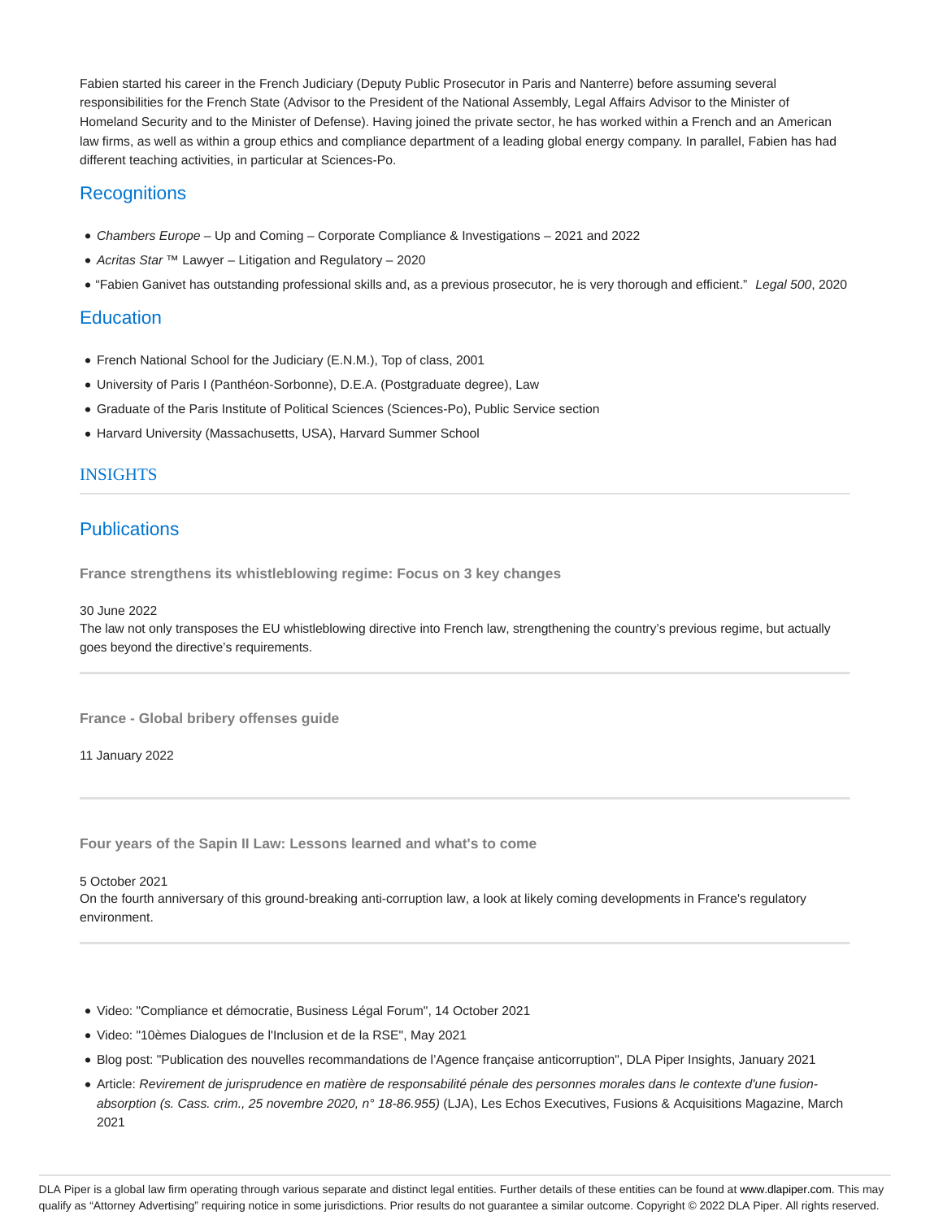Fabien started his career in the French Judiciary (Deputy Public Prosecutor in Paris and Nanterre) before assuming several responsibilities for the French State (Advisor to the President of the National Assembly, Legal Affairs Advisor to the Minister of Homeland Security and to the Minister of Defense). Having joined the private sector, he has worked within a French and an American law firms, as well as within a group ethics and compliance department of a leading global energy company. In parallel, Fabien has had different teaching activities, in particular at Sciences-Po.

## Recognitions

- *Chambers Europe* – Up and Coming – Corporate Compliance & Investigations – 2021 and 2022
- *Acritas Star* ™ Lawyer – Litigation and Regulatory – 2020
- "Fabien Ganivet has outstanding professional skills and, as a previous prosecutor, he is very thorough and efficient." *Legal 500*, 2020

## Education

- French National School for the Judiciary (E.N.M.), Top of class, 2001
- University of Paris I (Panthéon-Sorbonne), D.E.A. (Postgraduate degree), Law
- Graduate of the Paris Institute of Political Sciences (Sciences-Po), Public Service section
- Harvard University (Massachusetts, USA), Harvard Summer School

## INSIGHTS

## Publications

**France strengthens its whistleblowing regime: Focus on 3 key changes**

30 June 2022
The law not only transposes the EU whistleblowing directive into French law, strengthening the country's previous regime, but actually goes beyond the directive's requirements.

**France - Global bribery offenses guide**

11 January 2022

**Four years of the Sapin II Law: Lessons learned and what's to come**

5 October 2021
On the fourth anniversary of this ground-breaking anti-corruption law, a look at likely coming developments in France's regulatory environment.

- Video: "Compliance et démocratie, Business Légal Forum", 14 October 2021
- Video: "10èmes Dialogues de l'Inclusion et de la RSE", May 2021
- Blog post: "Publication des nouvelles recommandations de l'Agence française anticorruption", DLA Piper Insights, January 2021
- Article: *Revirement de jurisprudence en matière de responsabilité pénale des personnes morales dans le contexte d'une fusion-absorption (s. Cass. crim., 25 novembre 2020, n° 18-86.955)* (LJA), Les Echos Executives, Fusions & Acquisitions Magazine, March 2021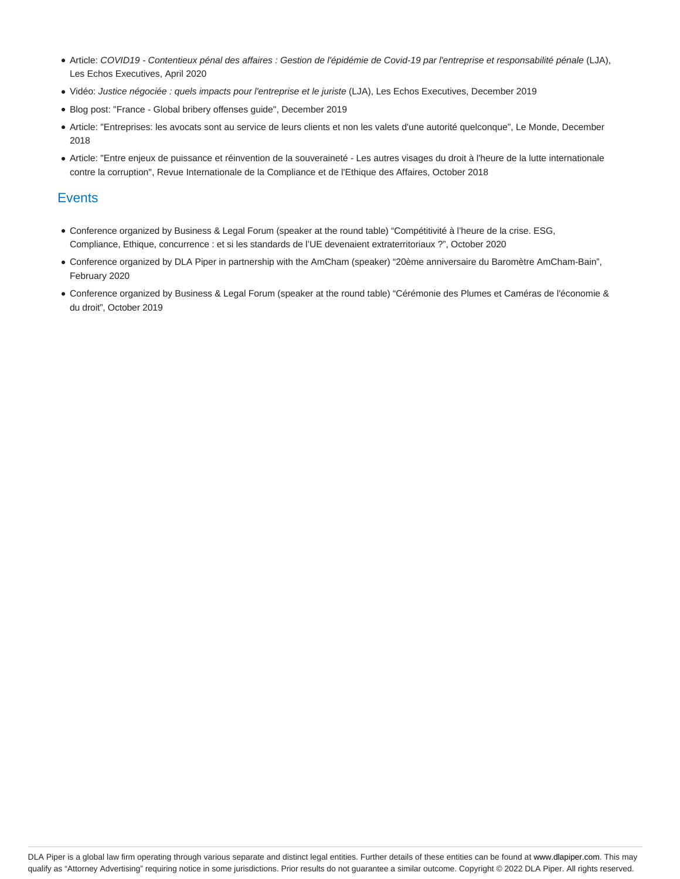- Article: *COVID19 - Contentieux pénal des affaires : Gestion de l'épidémie de Covid-19 par l'entreprise et responsabilité pénale* (LJA), Les Echos Executives, April 2020
- Vidéo: *Justice négociée : quels impacts pour l'entreprise et le juriste* (LJA), Les Echos Executives, December 2019
- Blog post: "France - Global bribery offenses guide", December 2019
- Article: "Entreprises: les avocats sont au service de leurs clients et non les valets d'une autorité quelconque", Le Monde, December 2018
- Article: "Entre enjeux de puissance et réinvention de la souveraineté - Les autres visages du droit à l'heure de la lutte internationale contre la corruption", Revue Internationale de la Compliance et de l'Ethique des Affaires, October 2018

## Events

- Conference organized by Business & Legal Forum (speaker at the round table) "Compétitivité à l'heure de la crise. ESG, Compliance, Ethique, concurrence : et si les standards de l'UE devenaient extraterritoriaux ?", October 2020
- Conference organized by DLA Piper in partnership with the AmCham (speaker) "20ème anniversaire du Baromètre AmCham-Bain", February 2020
- Conference organized by Business & Legal Forum (speaker at the round table) "Cérémonie des Plumes et Caméras de l'économie & du droit", October 2019

DLA Piper is a global law firm operating through various separate and distinct legal entities. Further details of these entities can be found at www.dlapiper.com. This may qualify as "Attorney Advertising" requiring notice in some jurisdictions. Prior results do not guarantee a similar outcome. Copyright © 2022 DLA Piper. All rights reserved.